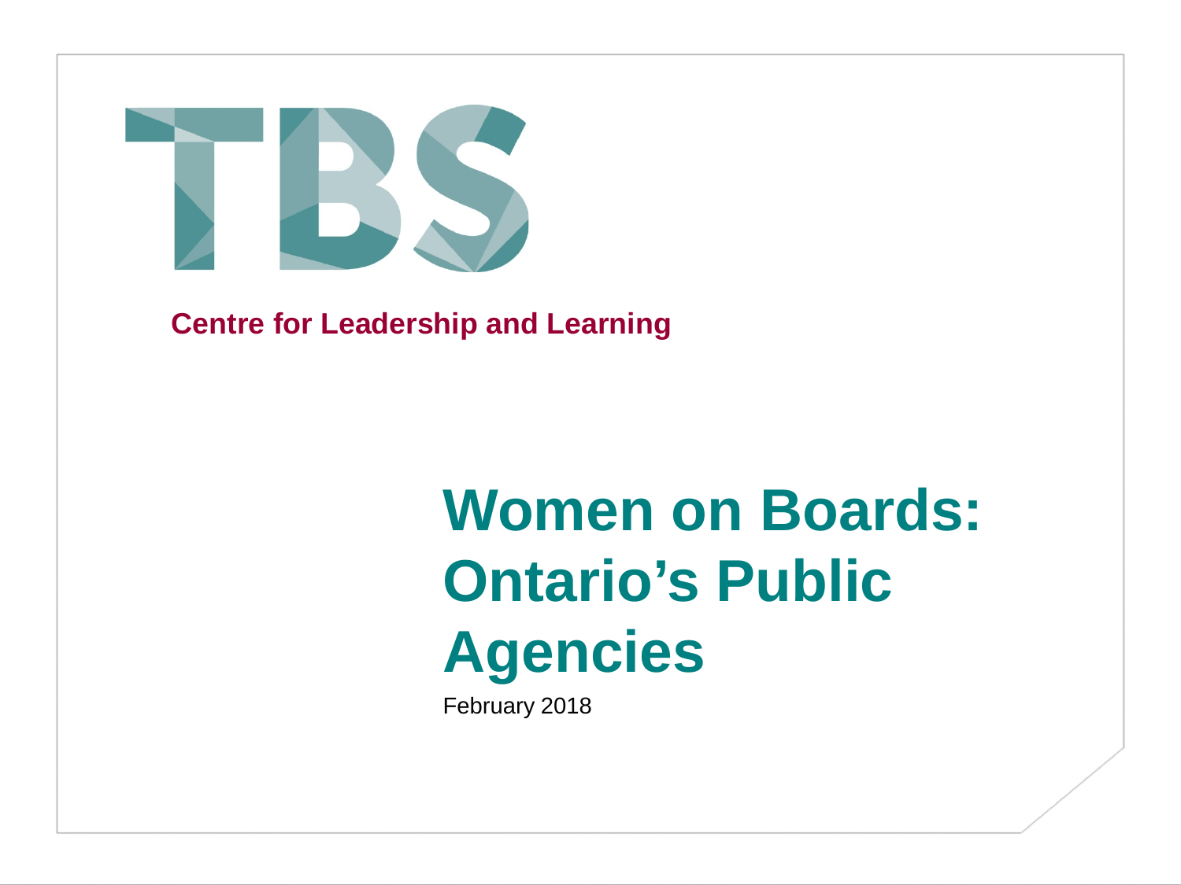TBS

**Centre for Leadership and Learning**

# Women on Boards: Ontario's Public Agencies

February 2018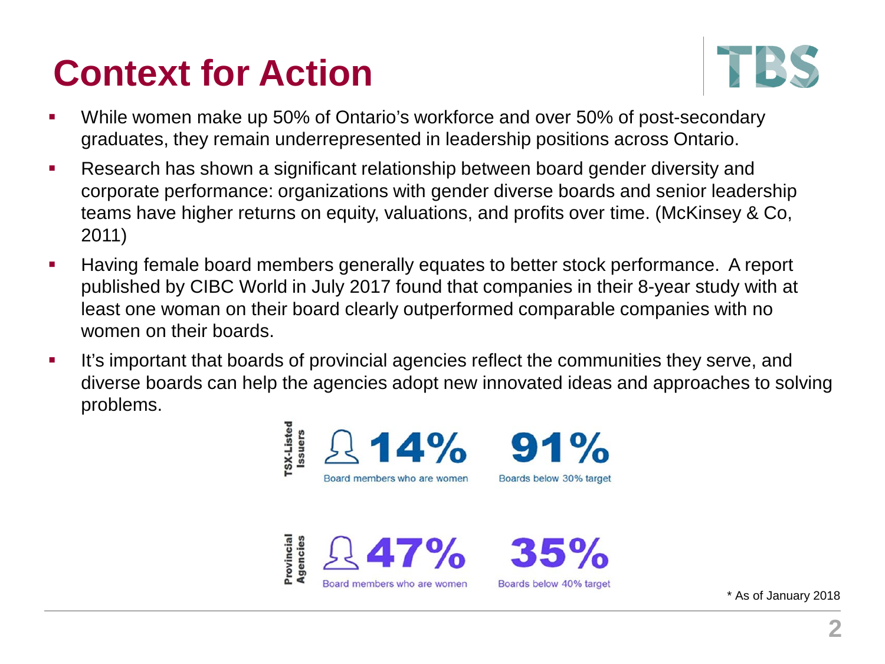# Context for Action

- While women make up 50% of Ontario's workforce and over 50% of post-secondary graduates, they remain underrepresented in leadership positions across Ontario.
- Research has shown a significant relationship between board gender diversity and corporate performance: organizations with gender diverse boards and senior leadership teams have higher returns on equity, valuations, and profits over time. (McKinsey & Co, 2011)
- Having female board members generally equates to better stock performance. A report published by CIBC World in July 2017 found that companies in their 8-year study with at least one woman on their board clearly outperformed comparable companies with no women on their boards.
- It's important that boards of provincial agencies reflect the communities they serve, and diverse boards can help the agencies adopt new innovated ideas and approaches to solving problems.

**TSX-Listed Issuers**

- **14%** Board members who are women
- **91%** Boards below 30% target

**Provincial Agencies**

- **47%** Board members who are women
- **35%** Boards below 40% target

* As of January 2018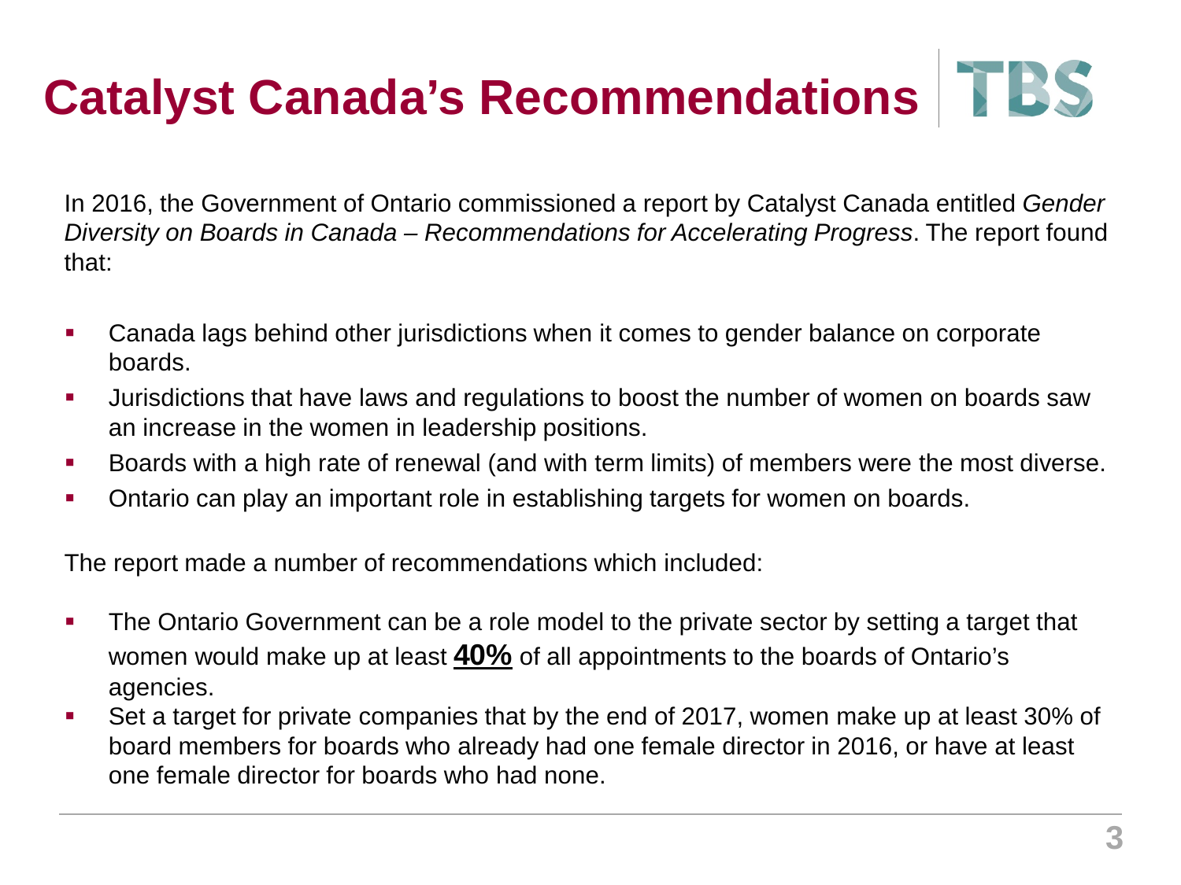# Catalyst Canada's Recommendations

In 2016, the Government of Ontario commissioned a report by Catalyst Canada entitled *Gender Diversity on Boards in Canada – Recommendations for Accelerating Progress*. The report found that:

- Canada lags behind other jurisdictions when it comes to gender balance on corporate boards.
- Jurisdictions that have laws and regulations to boost the number of women on boards saw an increase in the women in leadership positions.
- Boards with a high rate of renewal (and with term limits) of members were the most diverse.
- Ontario can play an important role in establishing targets for women on boards.

The report made a number of recommendations which included:

- The Ontario Government can be a role model to the private sector by setting a target that women would make up at least **40%** of all appointments to the boards of Ontario's agencies.
- Set a target for private companies that by the end of 2017, women make up at least 30% of board members for boards who already had one female director in 2016, or have at least one female director for boards who had none.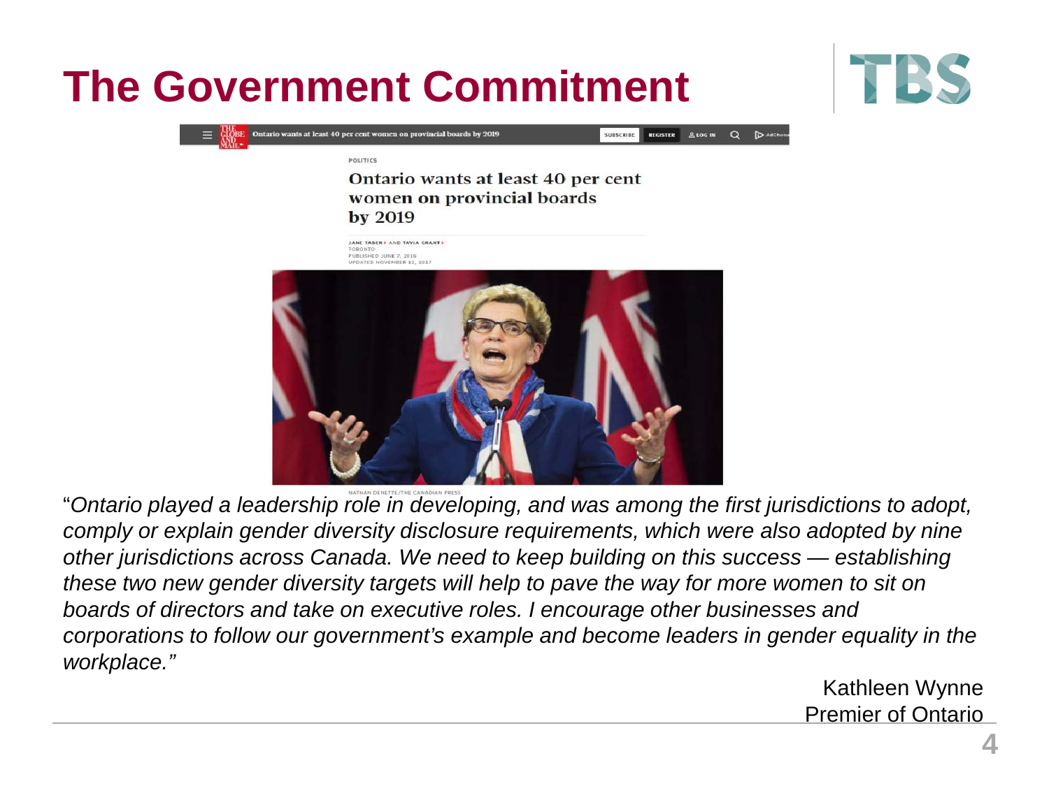# The Government Commitment

POLITICS

## Ontario wants at least 40 per cent women on provincial boards by 2019

JANE TABER AND TAVIA GRANT
TORONTO
PUBLISHED JUNE 7, 2016
UPDATED NOVEMBER 12, 2017

NATHAN DENETTE/THE CANADIAN PRESS

*"Ontario played a leadership role in developing, and was among the first jurisdictions to adopt, comply or explain gender diversity disclosure requirements, which were also adopted by nine other jurisdictions across Canada. We need to keep building on this success — establishing these two new gender diversity targets will help to pave the way for more women to sit on boards of directors and take on executive roles. I encourage other businesses and corporations to follow our government's example and become leaders in gender equality in the workplace."*

Kathleen Wynne
Premier of Ontario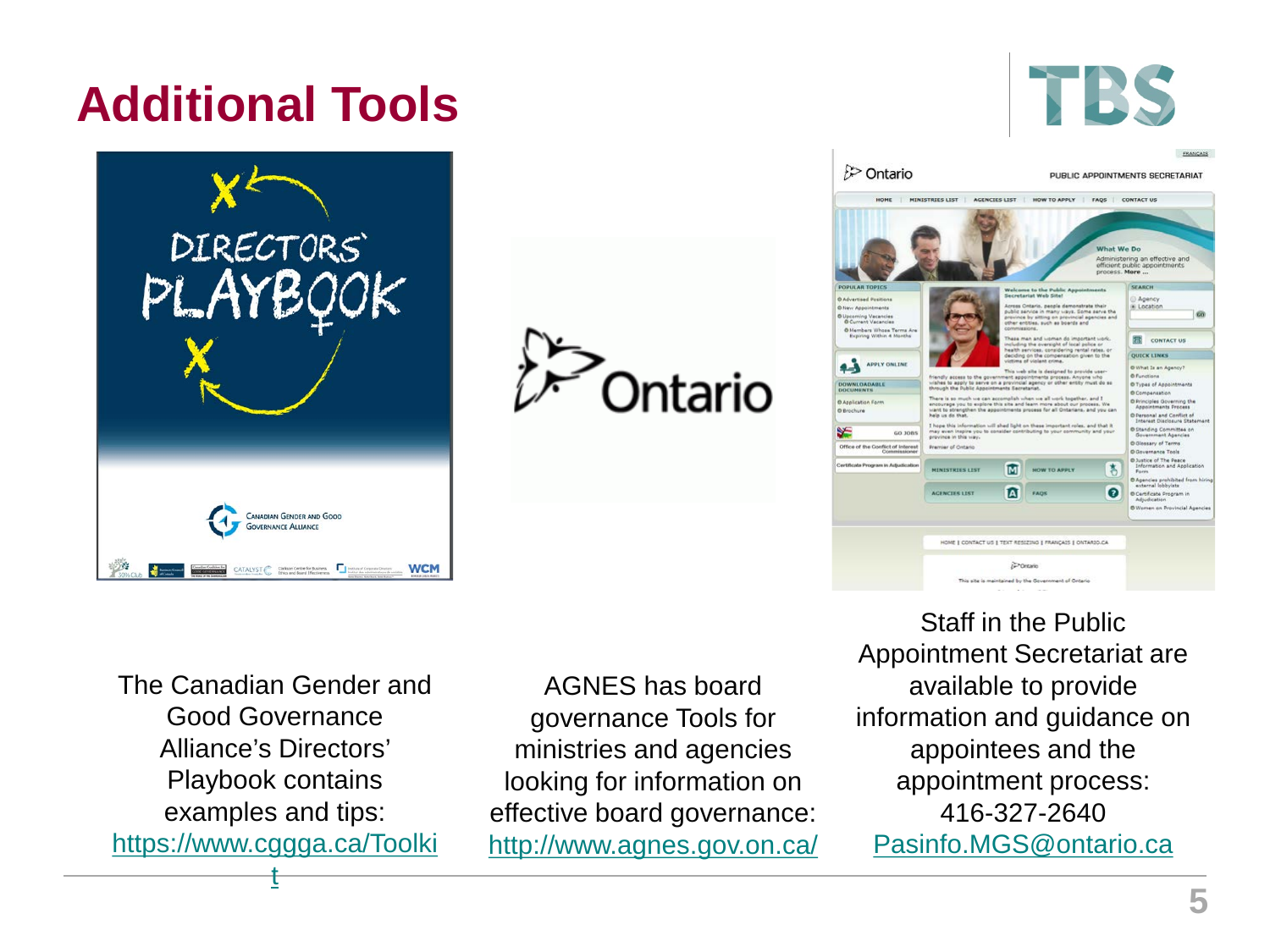# Additional Tools

The Canadian Gender and Good Governance Alliance's Directors' Playbook contains examples and tips: https://www.cggga.ca/Toolkit

AGNES has board governance Tools for ministries and agencies looking for information on effective board governance: http://www.agnes.gov.on.ca/

Staff in the Public Appointment Secretariat are available to provide information and guidance on appointees and the appointment process: 416-327-2640 Pasinfo.MGS@ontario.ca